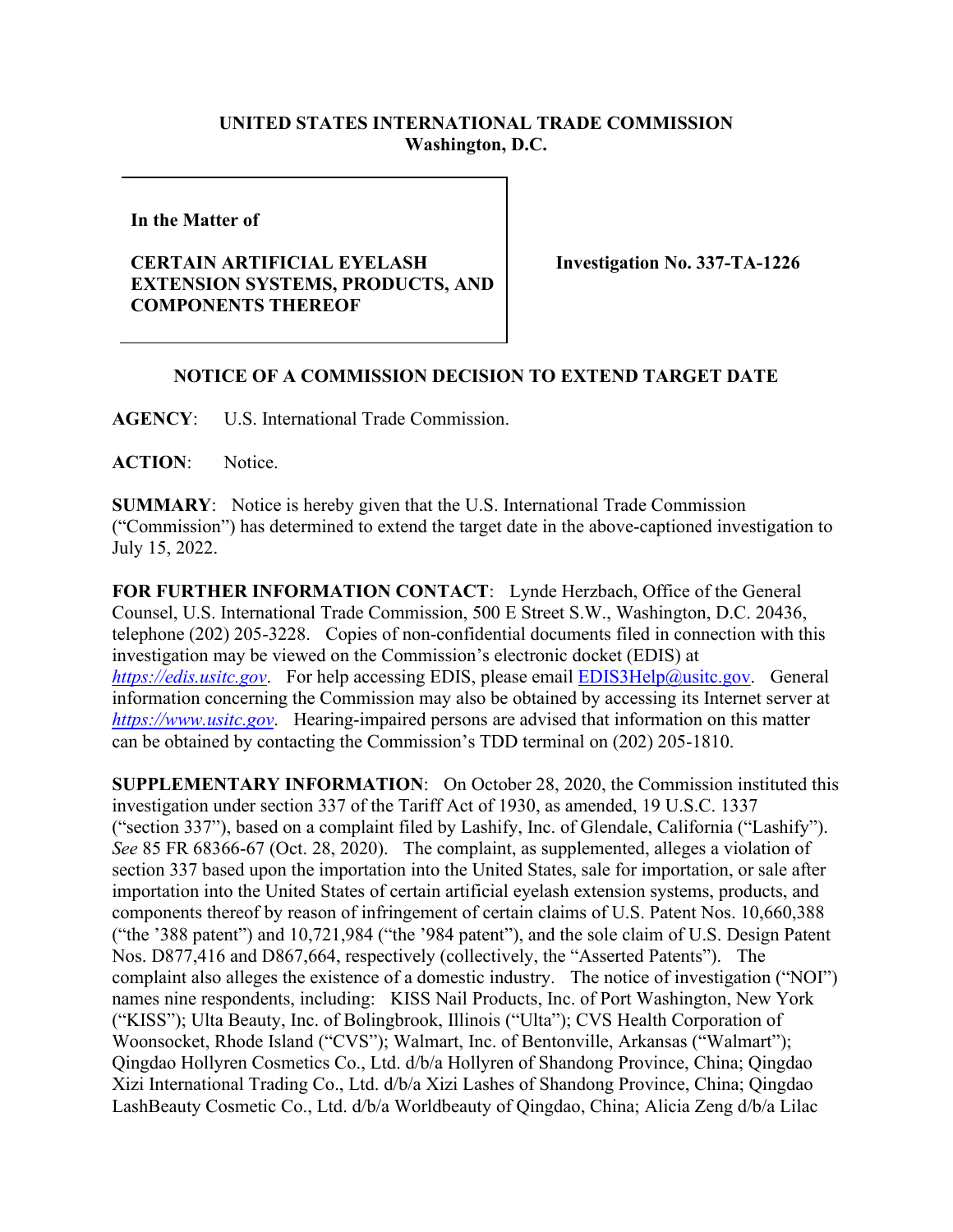**UNITED STATES INTERNATIONAL TRADE COMMISSION**
**Washington, D.C.**

| | |
|---|---|
| **In the Matter of**<br><br>**CERTAIN ARTIFICIAL EYELASH EXTENSION SYSTEMS, PRODUCTS, AND COMPONENTS THEREOF** | **Investigation No. 337-TA-1226** |

**NOTICE OF A COMMISSION DECISION TO EXTEND TARGET DATE**

**AGENCY**: U.S. International Trade Commission.

**ACTION**: Notice.

**SUMMARY**: Notice is hereby given that the U.S. International Trade Commission ("Commission") has determined to extend the target date in the above-captioned investigation to July 15, 2022.

**FOR FURTHER INFORMATION CONTACT**: Lynde Herzbach, Office of the General Counsel, U.S. International Trade Commission, 500 E Street S.W., Washington, D.C. 20436, telephone (202) 205-3228. Copies of non-confidential documents filed in connection with this investigation may be viewed on the Commission's electronic docket (EDIS) at *https://edis.usitc.gov*. For help accessing EDIS, please email EDIS3Help@usitc.gov. General information concerning the Commission may also be obtained by accessing its Internet server at *https://www.usitc.gov*. Hearing-impaired persons are advised that information on this matter can be obtained by contacting the Commission's TDD terminal on (202) 205-1810.

**SUPPLEMENTARY INFORMATION**: On October 28, 2020, the Commission instituted this investigation under section 337 of the Tariff Act of 1930, as amended, 19 U.S.C. 1337 ("section 337"), based on a complaint filed by Lashify, Inc. of Glendale, California ("Lashify"). *See* 85 FR 68366-67 (Oct. 28, 2020). The complaint, as supplemented, alleges a violation of section 337 based upon the importation into the United States, sale for importation, or sale after importation into the United States of certain artificial eyelash extension systems, products, and components thereof by reason of infringement of certain claims of U.S. Patent Nos. 10,660,388 ("the '388 patent") and 10,721,984 ("the '984 patent"), and the sole claim of U.S. Design Patent Nos. D877,416 and D867,664, respectively (collectively, the "Asserted Patents"). The complaint also alleges the existence of a domestic industry. The notice of investigation ("NOI") names nine respondents, including: KISS Nail Products, Inc. of Port Washington, New York ("KISS"); Ulta Beauty, Inc. of Bolingbrook, Illinois ("Ulta"); CVS Health Corporation of Woonsocket, Rhode Island ("CVS"); Walmart, Inc. of Bentonville, Arkansas ("Walmart"); Qingdao Hollyren Cosmetics Co., Ltd. d/b/a Hollyren of Shandong Province, China; Qingdao Xizi International Trading Co., Ltd. d/b/a Xizi Lashes of Shandong Province, China; Qingdao LashBeauty Cosmetic Co., Ltd. d/b/a Worldbeauty of Qingdao, China; Alicia Zeng d/b/a Lilac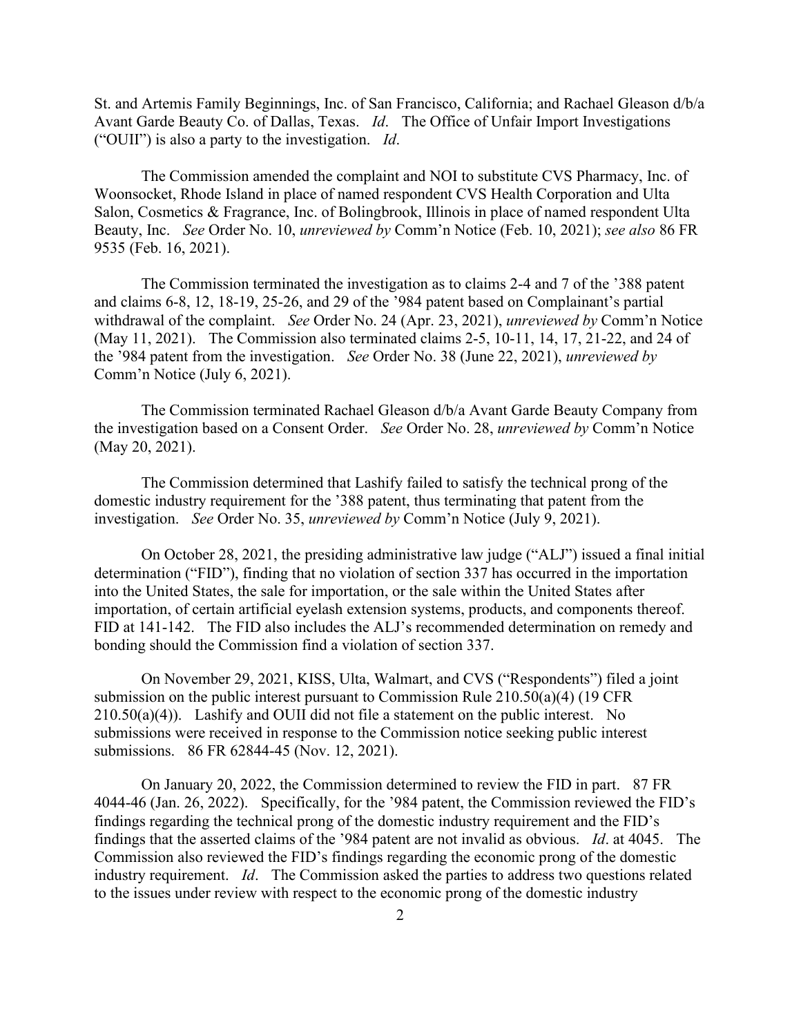St. and Artemis Family Beginnings, Inc. of San Francisco, California; and Rachael Gleason d/b/a Avant Garde Beauty Co. of Dallas, Texas. *Id*. The Office of Unfair Import Investigations ("OUII") is also a party to the investigation. *Id*.

The Commission amended the complaint and NOI to substitute CVS Pharmacy, Inc. of Woonsocket, Rhode Island in place of named respondent CVS Health Corporation and Ulta Salon, Cosmetics & Fragrance, Inc. of Bolingbrook, Illinois in place of named respondent Ulta Beauty, Inc. *See* Order No. 10, *unreviewed by* Comm'n Notice (Feb. 10, 2021); *see also* 86 FR 9535 (Feb. 16, 2021).

The Commission terminated the investigation as to claims 2-4 and 7 of the '388 patent and claims 6-8, 12, 18-19, 25-26, and 29 of the '984 patent based on Complainant's partial withdrawal of the complaint. *See* Order No. 24 (Apr. 23, 2021), *unreviewed by* Comm'n Notice (May 11, 2021). The Commission also terminated claims 2-5, 10-11, 14, 17, 21-22, and 24 of the '984 patent from the investigation. *See* Order No. 38 (June 22, 2021), *unreviewed by* Comm'n Notice (July 6, 2021).

The Commission terminated Rachael Gleason d/b/a Avant Garde Beauty Company from the investigation based on a Consent Order. *See* Order No. 28, *unreviewed by* Comm'n Notice (May 20, 2021).

The Commission determined that Lashify failed to satisfy the technical prong of the domestic industry requirement for the '388 patent, thus terminating that patent from the investigation. *See* Order No. 35, *unreviewed by* Comm'n Notice (July 9, 2021).

On October 28, 2021, the presiding administrative law judge ("ALJ") issued a final initial determination ("FID"), finding that no violation of section 337 has occurred in the importation into the United States, the sale for importation, or the sale within the United States after importation, of certain artificial eyelash extension systems, products, and components thereof. FID at 141-142. The FID also includes the ALJ's recommended determination on remedy and bonding should the Commission find a violation of section 337.

On November 29, 2021, KISS, Ulta, Walmart, and CVS ("Respondents") filed a joint submission on the public interest pursuant to Commission Rule 210.50(a)(4) (19 CFR 210.50(a)(4)). Lashify and OUII did not file a statement on the public interest. No submissions were received in response to the Commission notice seeking public interest submissions. 86 FR 62844-45 (Nov. 12, 2021).

On January 20, 2022, the Commission determined to review the FID in part. 87 FR 4044-46 (Jan. 26, 2022). Specifically, for the '984 patent, the Commission reviewed the FID's findings regarding the technical prong of the domestic industry requirement and the FID's findings that the asserted claims of the '984 patent are not invalid as obvious. *Id*. at 4045. The Commission also reviewed the FID's findings regarding the economic prong of the domestic industry requirement. *Id*. The Commission asked the parties to address two questions related to the issues under review with respect to the economic prong of the domestic industry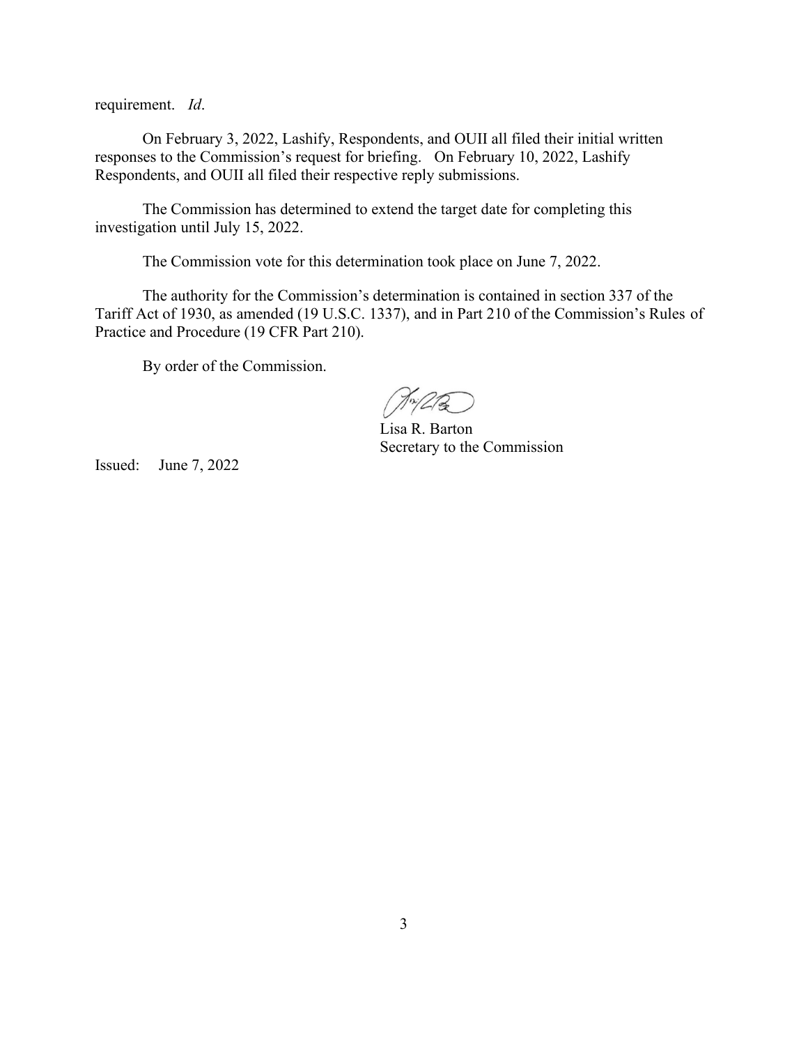requirement. *Id*.

On February 3, 2022, Lashify, Respondents, and OUII all filed their initial written responses to the Commission's request for briefing. On February 10, 2022, Lashify Respondents, and OUII all filed their respective reply submissions.

The Commission has determined to extend the target date for completing this investigation until July 15, 2022.

The Commission vote for this determination took place on June 7, 2022.

The authority for the Commission's determination is contained in section 337 of the Tariff Act of 1930, as amended (19 U.S.C. 1337), and in Part 210 of the Commission's Rules of Practice and Procedure (19 CFR Part 210).

By order of the Commission.

Lisa R. Barton
Secretary to the Commission

Issued: June 7, 2022